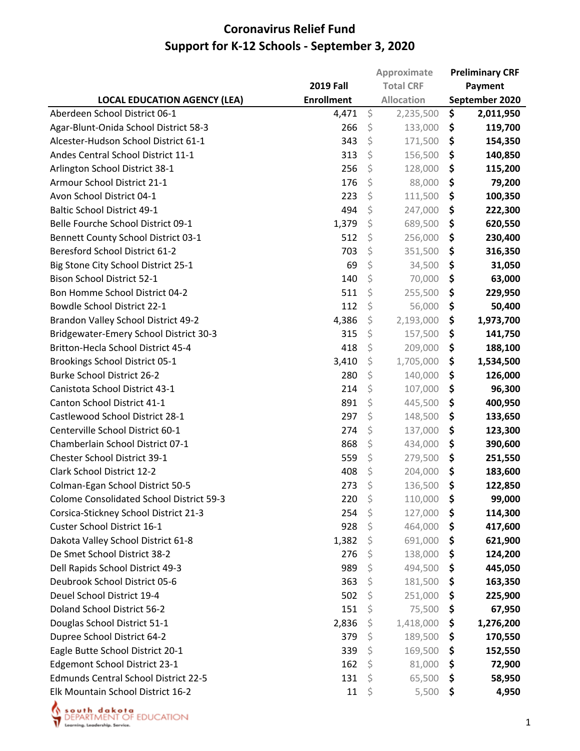# Coronavirus Relief Fund
## Support for K-12 Schools - September 3, 2020

| LOCAL EDUCATION AGENCY (LEA) | 2019 Fall Enrollment | Approximate Total CRF Allocation | Preliminary CRF Payment September 2020 |
|---|---|---|---|
| Aberdeen School District 06-1 | 4,471 | $ 2,235,500 | $ 2,011,950 |
| Agar-Blunt-Onida School District 58-3 | 266 | $ 133,000 | $ 119,700 |
| Alcester-Hudson School District 61-1 | 343 | $ 171,500 | $ 154,350 |
| Andes Central School District 11-1 | 313 | $ 156,500 | $ 140,850 |
| Arlington School District 38-1 | 256 | $ 128,000 | $ 115,200 |
| Armour School District 21-1 | 176 | $ 88,000 | $ 79,200 |
| Avon School District 04-1 | 223 | $ 111,500 | $ 100,350 |
| Baltic School District 49-1 | 494 | $ 247,000 | $ 222,300 |
| Belle Fourche School District 09-1 | 1,379 | $ 689,500 | $ 620,550 |
| Bennett County School District 03-1 | 512 | $ 256,000 | $ 230,400 |
| Beresford School District 61-2 | 703 | $ 351,500 | $ 316,350 |
| Big Stone City School District 25-1 | 69 | $ 34,500 | $ 31,050 |
| Bison School District 52-1 | 140 | $ 70,000 | $ 63,000 |
| Bon Homme School District 04-2 | 511 | $ 255,500 | $ 229,950 |
| Bowdle School District 22-1 | 112 | $ 56,000 | $ 50,400 |
| Brandon Valley School District 49-2 | 4,386 | $ 2,193,000 | $ 1,973,700 |
| Bridgewater-Emery School District 30-3 | 315 | $ 157,500 | $ 141,750 |
| Britton-Hecla School District 45-4 | 418 | $ 209,000 | $ 188,100 |
| Brookings School District 05-1 | 3,410 | $ 1,705,000 | $ 1,534,500 |
| Burke School District 26-2 | 280 | $ 140,000 | $ 126,000 |
| Canistota School District 43-1 | 214 | $ 107,000 | $ 96,300 |
| Canton School District 41-1 | 891 | $ 445,500 | $ 400,950 |
| Castlewood School District 28-1 | 297 | $ 148,500 | $ 133,650 |
| Centerville School District 60-1 | 274 | $ 137,000 | $ 123,300 |
| Chamberlain School District 07-1 | 868 | $ 434,000 | $ 390,600 |
| Chester School District 39-1 | 559 | $ 279,500 | $ 251,550 |
| Clark School District 12-2 | 408 | $ 204,000 | $ 183,600 |
| Colman-Egan School District 50-5 | 273 | $ 136,500 | $ 122,850 |
| Colome Consolidated School District 59-3 | 220 | $ 110,000 | $ 99,000 |
| Corsica-Stickney School District 21-3 | 254 | $ 127,000 | $ 114,300 |
| Custer School District 16-1 | 928 | $ 464,000 | $ 417,600 |
| Dakota Valley School District 61-8 | 1,382 | $ 691,000 | $ 621,900 |
| De Smet School District 38-2 | 276 | $ 138,000 | $ 124,200 |
| Dell Rapids School District 49-3 | 989 | $ 494,500 | $ 445,050 |
| Deubrook School District 05-6 | 363 | $ 181,500 | $ 163,350 |
| Deuel School District 19-4 | 502 | $ 251,000 | $ 225,900 |
| Doland School District 56-2 | 151 | $ 75,500 | $ 67,950 |
| Douglas School District 51-1 | 2,836 | $ 1,418,000 | $ 1,276,200 |
| Dupree School District 64-2 | 379 | $ 189,500 | $ 170,550 |
| Eagle Butte School District 20-1 | 339 | $ 169,500 | $ 152,550 |
| Edgemont School District 23-1 | 162 | $ 81,000 | $ 72,900 |
| Edmunds Central School District 22-5 | 131 | $ 65,500 | $ 58,950 |
| Elk Mountain School District 16-2 | 11 | $ 5,500 | $ 4,950 |

south dakota DEPARTMENT OF EDUCATION
Learning. Leadership. Service.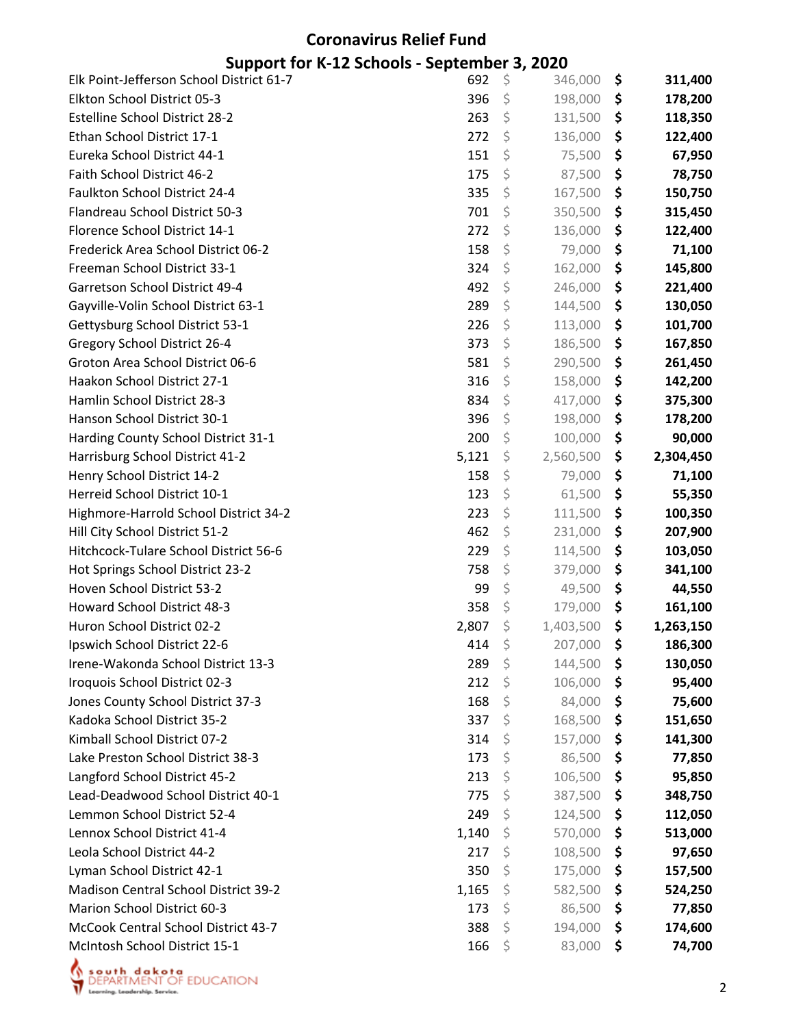## Coronavirus Relief Fund

## Support for K-12 Schools - September 3, 2020

| | | | |
|---|---|---|---|
| Elk Point-Jefferson School District 61-7 | 692 | $ 346,000 | $ 311,400 |
| Elkton School District 05-3 | 396 | $ 198,000 | $ 178,200 |
| Estelline School District 28-2 | 263 | $ 131,500 | $ 118,350 |
| Ethan School District 17-1 | 272 | $ 136,000 | $ 122,400 |
| Eureka School District 44-1 | 151 | $ 75,500 | $ 67,950 |
| Faith School District 46-2 | 175 | $ 87,500 | $ 78,750 |
| Faulkton School District 24-4 | 335 | $ 167,500 | $ 150,750 |
| Flandreau School District 50-3 | 701 | $ 350,500 | $ 315,450 |
| Florence School District 14-1 | 272 | $ 136,000 | $ 122,400 |
| Frederick Area School District 06-2 | 158 | $ 79,000 | $ 71,100 |
| Freeman School District 33-1 | 324 | $ 162,000 | $ 145,800 |
| Garretson School District 49-4 | 492 | $ 246,000 | $ 221,400 |
| Gayville-Volin School District 63-1 | 289 | $ 144,500 | $ 130,050 |
| Gettysburg School District 53-1 | 226 | $ 113,000 | $ 101,700 |
| Gregory School District 26-4 | 373 | $ 186,500 | $ 167,850 |
| Groton Area School District 06-6 | 581 | $ 290,500 | $ 261,450 |
| Haakon School District 27-1 | 316 | $ 158,000 | $ 142,200 |
| Hamlin School District 28-3 | 834 | $ 417,000 | $ 375,300 |
| Hanson School District 30-1 | 396 | $ 198,000 | $ 178,200 |
| Harding County School District 31-1 | 200 | $ 100,000 | $ 90,000 |
| Harrisburg School District 41-2 | 5,121 | $ 2,560,500 | $ 2,304,450 |
| Henry School District 14-2 | 158 | $ 79,000 | $ 71,100 |
| Herreid School District 10-1 | 123 | $ 61,500 | $ 55,350 |
| Highmore-Harrold School District 34-2 | 223 | $ 111,500 | $ 100,350 |
| Hill City School District 51-2 | 462 | $ 231,000 | $ 207,900 |
| Hitchcock-Tulare School District 56-6 | 229 | $ 114,500 | $ 103,050 |
| Hot Springs School District 23-2 | 758 | $ 379,000 | $ 341,100 |
| Hoven School District 53-2 | 99 | $ 49,500 | $ 44,550 |
| Howard School District 48-3 | 358 | $ 179,000 | $ 161,100 |
| Huron School District 02-2 | 2,807 | $ 1,403,500 | $ 1,263,150 |
| Ipswich School District 22-6 | 414 | $ 207,000 | $ 186,300 |
| Irene-Wakonda School District 13-3 | 289 | $ 144,500 | $ 130,050 |
| Iroquois School District 02-3 | 212 | $ 106,000 | $ 95,400 |
| Jones County School District 37-3 | 168 | $ 84,000 | $ 75,600 |
| Kadoka School District 35-2 | 337 | $ 168,500 | $ 151,650 |
| Kimball School District 07-2 | 314 | $ 157,000 | $ 141,300 |
| Lake Preston School District 38-3 | 173 | $ 86,500 | $ 77,850 |
| Langford School District 45-2 | 213 | $ 106,500 | $ 95,850 |
| Lead-Deadwood School District 40-1 | 775 | $ 387,500 | $ 348,750 |
| Lemmon School District 52-4 | 249 | $ 124,500 | $ 112,050 |
| Lennox School District 41-4 | 1,140 | $ 570,000 | $ 513,000 |
| Leola School District 44-2 | 217 | $ 108,500 | $ 97,650 |
| Lyman School District 42-1 | 350 | $ 175,000 | $ 157,500 |
| Madison Central School District 39-2 | 1,165 | $ 582,500 | $ 524,250 |
| Marion School District 60-3 | 173 | $ 86,500 | $ 77,850 |
| McCook Central School District 43-7 | 388 | $ 194,000 | $ 174,600 |
| McIntosh School District 15-1 | 166 | $ 83,000 | $ 74,700 |

south dakota DEPARTMENT OF EDUCATION
Learning. Leadership. Service.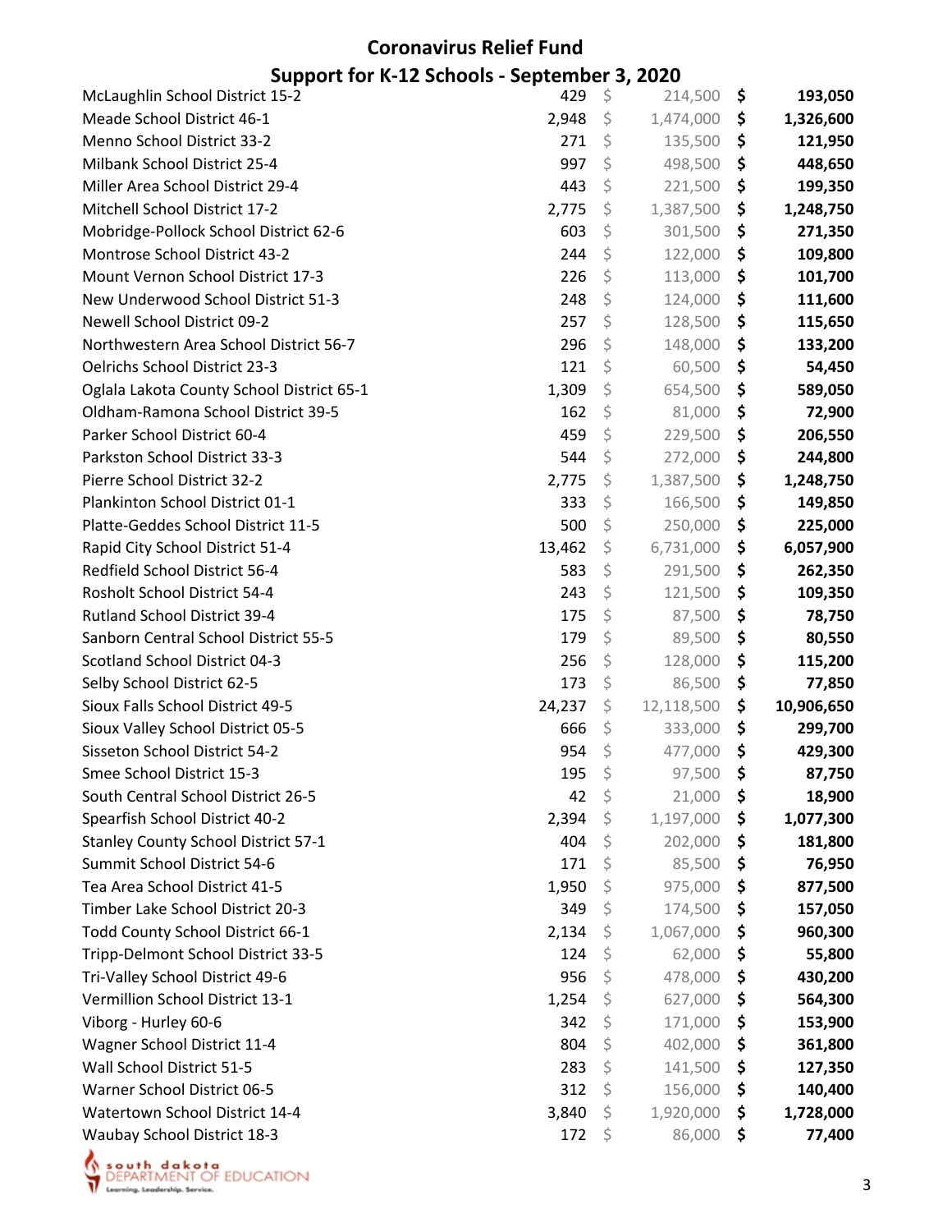## Coronavirus Relief Fund

## Support for K-12 Schools - September 3, 2020

| | | | |
|---|---|---|---|
| McLaughlin School District 15-2 | 429 | $ 214,500 | $ 193,050 |
| Meade School District 46-1 | 2,948 | $ 1,474,000 | $ 1,326,600 |
| Menno School District 33-2 | 271 | $ 135,500 | $ 121,950 |
| Milbank School District 25-4 | 997 | $ 498,500 | $ 448,650 |
| Miller Area School District 29-4 | 443 | $ 221,500 | $ 199,350 |
| Mitchell School District 17-2 | 2,775 | $ 1,387,500 | $ 1,248,750 |
| Mobridge-Pollock School District 62-6 | 603 | $ 301,500 | $ 271,350 |
| Montrose School District 43-2 | 244 | $ 122,000 | $ 109,800 |
| Mount Vernon School District 17-3 | 226 | $ 113,000 | $ 101,700 |
| New Underwood School District 51-3 | 248 | $ 124,000 | $ 111,600 |
| Newell School District 09-2 | 257 | $ 128,500 | $ 115,650 |
| Northwestern Area School District 56-7 | 296 | $ 148,000 | $ 133,200 |
| Oelrichs School District 23-3 | 121 | $ 60,500 | $ 54,450 |
| Oglala Lakota County School District 65-1 | 1,309 | $ 654,500 | $ 589,050 |
| Oldham-Ramona School District 39-5 | 162 | $ 81,000 | $ 72,900 |
| Parker School District 60-4 | 459 | $ 229,500 | $ 206,550 |
| Parkston School District 33-3 | 544 | $ 272,000 | $ 244,800 |
| Pierre School District 32-2 | 2,775 | $ 1,387,500 | $ 1,248,750 |
| Plankinton School District 01-1 | 333 | $ 166,500 | $ 149,850 |
| Platte-Geddes School District 11-5 | 500 | $ 250,000 | $ 225,000 |
| Rapid City School District 51-4 | 13,462 | $ 6,731,000 | $ 6,057,900 |
| Redfield School District 56-4 | 583 | $ 291,500 | $ 262,350 |
| Rosholt School District 54-4 | 243 | $ 121,500 | $ 109,350 |
| Rutland School District 39-4 | 175 | $ 87,500 | $ 78,750 |
| Sanborn Central School District 55-5 | 179 | $ 89,500 | $ 80,550 |
| Scotland School District 04-3 | 256 | $ 128,000 | $ 115,200 |
| Selby School District 62-5 | 173 | $ 86,500 | $ 77,850 |
| Sioux Falls School District 49-5 | 24,237 | $ 12,118,500 | $ 10,906,650 |
| Sioux Valley School District 05-5 | 666 | $ 333,000 | $ 299,700 |
| Sisseton School District 54-2 | 954 | $ 477,000 | $ 429,300 |
| Smee School District 15-3 | 195 | $ 97,500 | $ 87,750 |
| South Central School District 26-5 | 42 | $ 21,000 | $ 18,900 |
| Spearfish School District 40-2 | 2,394 | $ 1,197,000 | $ 1,077,300 |
| Stanley County School District 57-1 | 404 | $ 202,000 | $ 181,800 |
| Summit School District 54-6 | 171 | $ 85,500 | $ 76,950 |
| Tea Area School District 41-5 | 1,950 | $ 975,000 | $ 877,500 |
| Timber Lake School District 20-3 | 349 | $ 174,500 | $ 157,050 |
| Todd County School District 66-1 | 2,134 | $ 1,067,000 | $ 960,300 |
| Tripp-Delmont School District 33-5 | 124 | $ 62,000 | $ 55,800 |
| Tri-Valley School District 49-6 | 956 | $ 478,000 | $ 430,200 |
| Vermillion School District 13-1 | 1,254 | $ 627,000 | $ 564,300 |
| Viborg - Hurley 60-6 | 342 | $ 171,000 | $ 153,900 |
| Wagner School District 11-4 | 804 | $ 402,000 | $ 361,800 |
| Wall School District 51-5 | 283 | $ 141,500 | $ 127,350 |
| Warner School District 06-5 | 312 | $ 156,000 | $ 140,400 |
| Watertown School District 14-4 | 3,840 | $ 1,920,000 | $ 1,728,000 |
| Waubay School District 18-3 | 172 | $ 86,000 | $ 77,400 |

south dakota DEPARTMENT OF EDUCATION
Learning. Leadership. Service.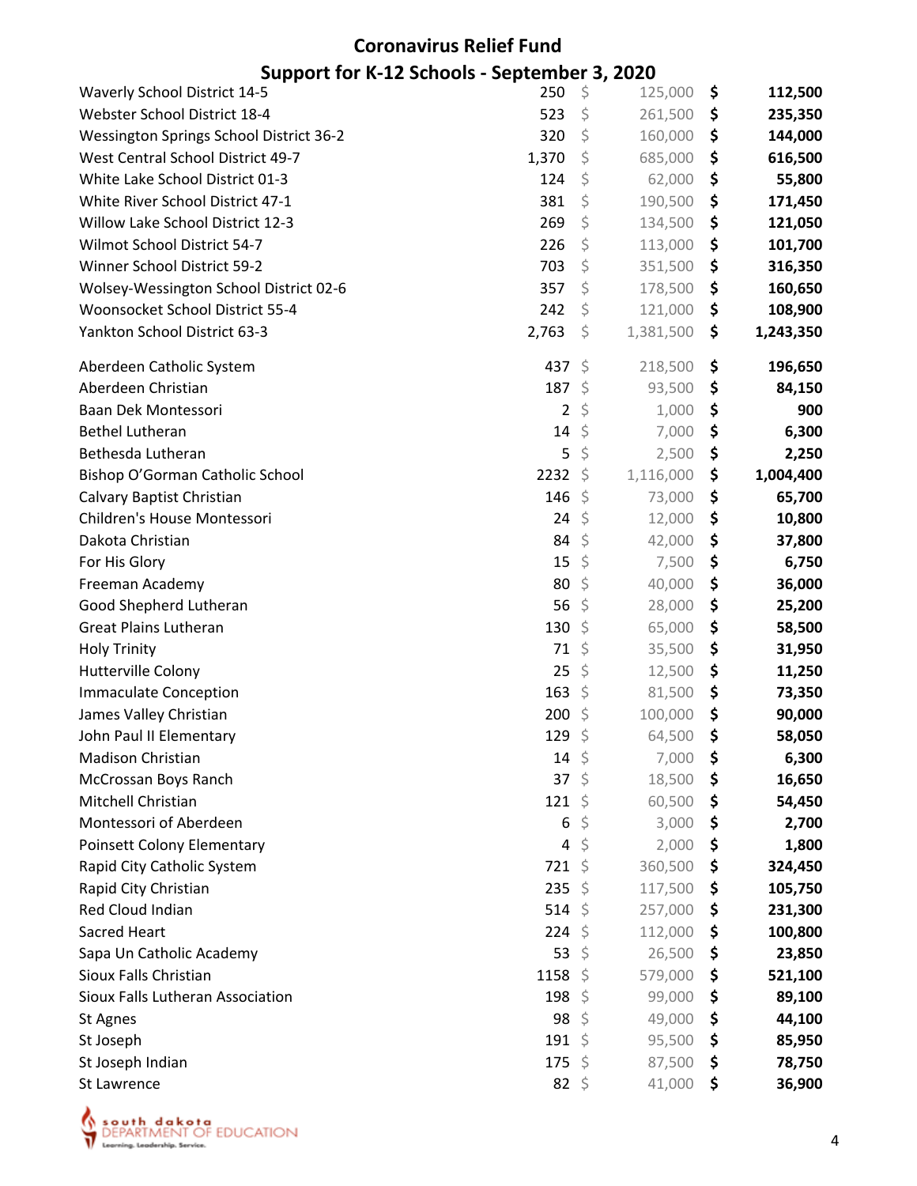## Coronavirus Relief Fund

## Support for K-12 Schools - September 3, 2020

| | | | |
|---|---|---|---|
| Waverly School District 14-5 | 250 | $ 125,000 | $ 112,500 |
| Webster School District 18-4 | 523 | $ 261,500 | $ 235,350 |
| Wessington Springs School District 36-2 | 320 | $ 160,000 | $ 144,000 |
| West Central School District 49-7 | 1,370 | $ 685,000 | $ 616,500 |
| White Lake School District 01-3 | 124 | $ 62,000 | $ 55,800 |
| White River School District 47-1 | 381 | $ 190,500 | $ 171,450 |
| Willow Lake School District 12-3 | 269 | $ 134,500 | $ 121,050 |
| Wilmot School District 54-7 | 226 | $ 113,000 | $ 101,700 |
| Winner School District 59-2 | 703 | $ 351,500 | $ 316,350 |
| Wolsey-Wessington School District 02-6 | 357 | $ 178,500 | $ 160,650 |
| Woonsocket School District 55-4 | 242 | $ 121,000 | $ 108,900 |
| Yankton School District 63-3 | 2,763 | $ 1,381,500 | $ 1,243,350 |
| | | | |
| Aberdeen Catholic System | 437 | $ 218,500 | $ 196,650 |
| Aberdeen Christian | 187 | $ 93,500 | $ 84,150 |
| Baan Dek Montessori | 2 | $ 1,000 | $ 900 |
| Bethel Lutheran | 14 | $ 7,000 | $ 6,300 |
| Bethesda Lutheran | 5 | $ 2,500 | $ 2,250 |
| Bishop O'Gorman Catholic School | 2232 | $ 1,116,000 | $ 1,004,400 |
| Calvary Baptist Christian | 146 | $ 73,000 | $ 65,700 |
| Children's House Montessori | 24 | $ 12,000 | $ 10,800 |
| Dakota Christian | 84 | $ 42,000 | $ 37,800 |
| For His Glory | 15 | $ 7,500 | $ 6,750 |
| Freeman Academy | 80 | $ 40,000 | $ 36,000 |
| Good Shepherd Lutheran | 56 | $ 28,000 | $ 25,200 |
| Great Plains Lutheran | 130 | $ 65,000 | $ 58,500 |
| Holy Trinity | 71 | $ 35,500 | $ 31,950 |
| Hutterville Colony | 25 | $ 12,500 | $ 11,250 |
| Immaculate Conception | 163 | $ 81,500 | $ 73,350 |
| James Valley Christian | 200 | $ 100,000 | $ 90,000 |
| John Paul II Elementary | 129 | $ 64,500 | $ 58,050 |
| Madison Christian | 14 | $ 7,000 | $ 6,300 |
| McCrossan Boys Ranch | 37 | $ 18,500 | $ 16,650 |
| Mitchell Christian | 121 | $ 60,500 | $ 54,450 |
| Montessori of Aberdeen | 6 | $ 3,000 | $ 2,700 |
| Poinsett Colony Elementary | 4 | $ 2,000 | $ 1,800 |
| Rapid City Catholic System | 721 | $ 360,500 | $ 324,450 |
| Rapid City Christian | 235 | $ 117,500 | $ 105,750 |
| Red Cloud Indian | 514 | $ 257,000 | $ 231,300 |
| Sacred Heart | 224 | $ 112,000 | $ 100,800 |
| Sapa Un Catholic Academy | 53 | $ 26,500 | $ 23,850 |
| Sioux Falls Christian | 1158 | $ 579,000 | $ 521,100 |
| Sioux Falls Lutheran Association | 198 | $ 99,000 | $ 89,100 |
| St Agnes | 98 | $ 49,000 | $ 44,100 |
| St Joseph | 191 | $ 95,500 | $ 85,950 |
| St Joseph Indian | 175 | $ 87,500 | $ 78,750 |
| St Lawrence | 82 | $ 41,000 | $ 36,900 |

south dakota DEPARTMENT OF EDUCATION
Learning. Leadership. Service.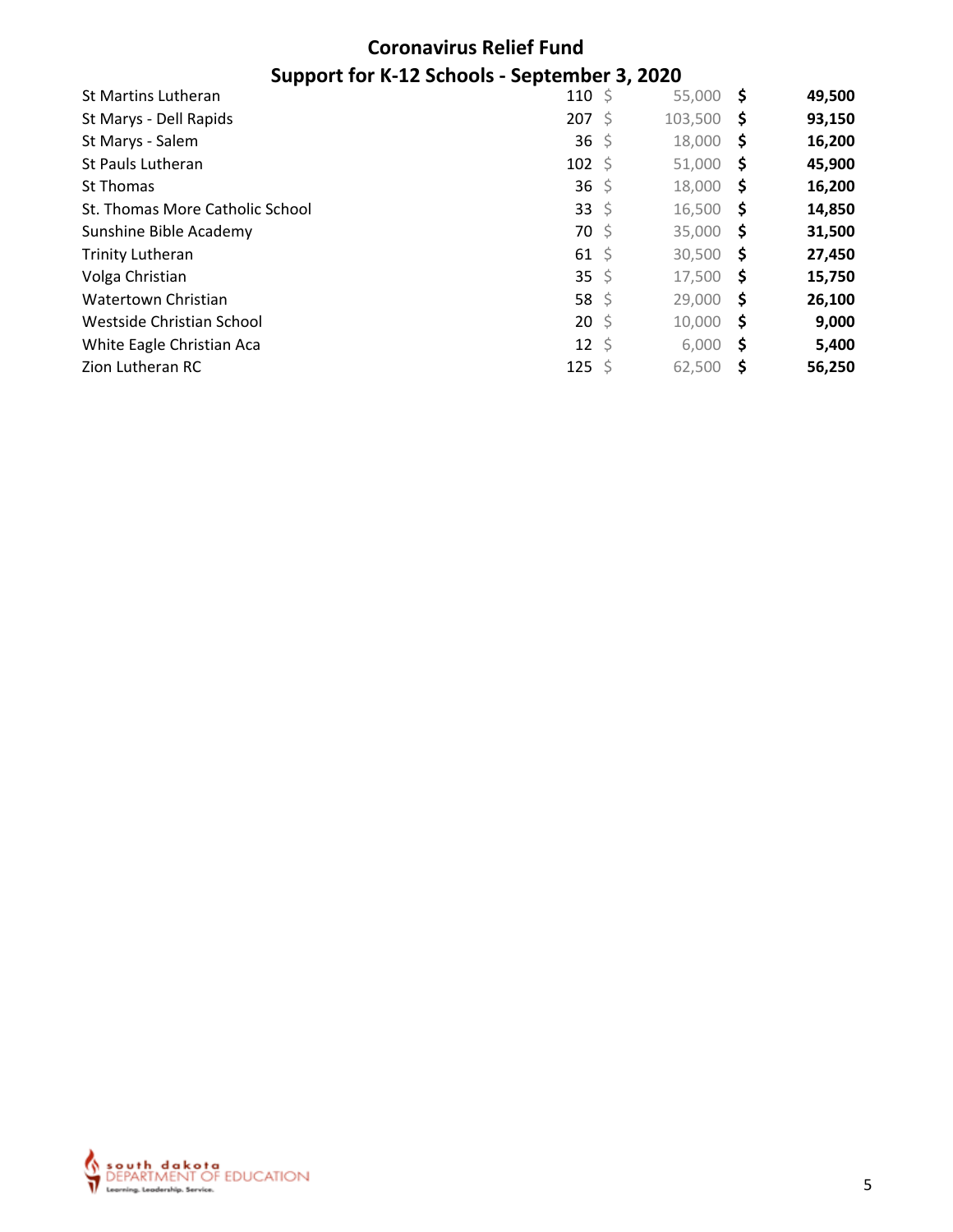## Coronavirus Relief Fund

## Support for K-12 Schools - September 3, 2020

| | | | |
|---|---|---|---|
| St Martins Lutheran | 110 | $ 55,000 | $ 49,500 |
| St Marys - Dell Rapids | 207 | $ 103,500 | $ 93,150 |
| St Marys - Salem | 36 | $ 18,000 | $ 16,200 |
| St Pauls Lutheran | 102 | $ 51,000 | $ 45,900 |
| St Thomas | 36 | $ 18,000 | $ 16,200 |
| St. Thomas More Catholic School | 33 | $ 16,500 | $ 14,850 |
| Sunshine Bible Academy | 70 | $ 35,000 | $ 31,500 |
| Trinity Lutheran | 61 | $ 30,500 | $ 27,450 |
| Volga Christian | 35 | $ 17,500 | $ 15,750 |
| Watertown Christian | 58 | $ 29,000 | $ 26,100 |
| Westside Christian School | 20 | $ 10,000 | $ 9,000 |
| White Eagle Christian Aca | 12 | $ 6,000 | $ 5,400 |
| Zion Lutheran RC | 125 | $ 62,500 | $ 56,250 |

south dakota DEPARTMENT OF EDUCATION
Learning. Leadership. Service.